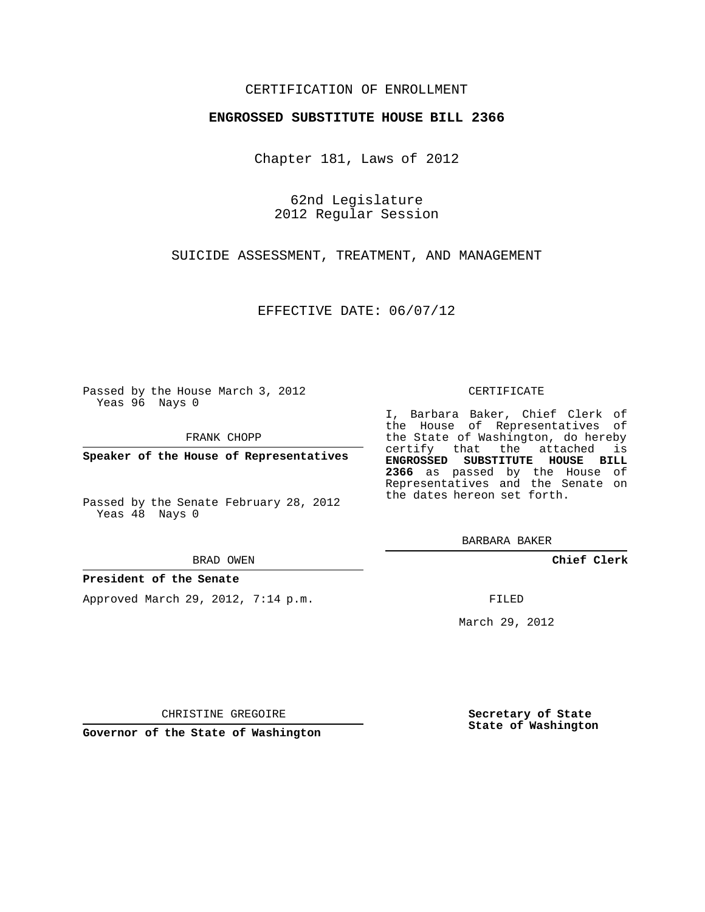CERTIFICATION OF ENROLLMENT

**ENGROSSED SUBSTITUTE HOUSE BILL 2366**

Chapter 181, Laws of 2012

62nd Legislature
2012 Regular Session

SUICIDE ASSESSMENT, TREATMENT, AND MANAGEMENT

EFFECTIVE DATE: 06/07/12

Passed by the House March 3, 2012
Yeas 96 Nays 0

FRANK CHOPP

**Speaker of the House of Representatives**

Passed by the Senate February 28, 2012
Yeas 48 Nays 0

BRAD OWEN

**President of the Senate**

Approved March 29, 2012, 7:14 p.m.

CHRISTINE GREGOIRE

**Governor of the State of Washington**

CERTIFICATE

I, Barbara Baker, Chief Clerk of the House of Representatives of the State of Washington, do hereby certify that the attached is **ENGROSSED SUBSTITUTE HOUSE BILL 2366** as passed by the House of Representatives and the Senate on the dates hereon set forth.

BARBARA BAKER

**Chief Clerk**

FILED

March 29, 2012

**Secretary of State**
**State of Washington**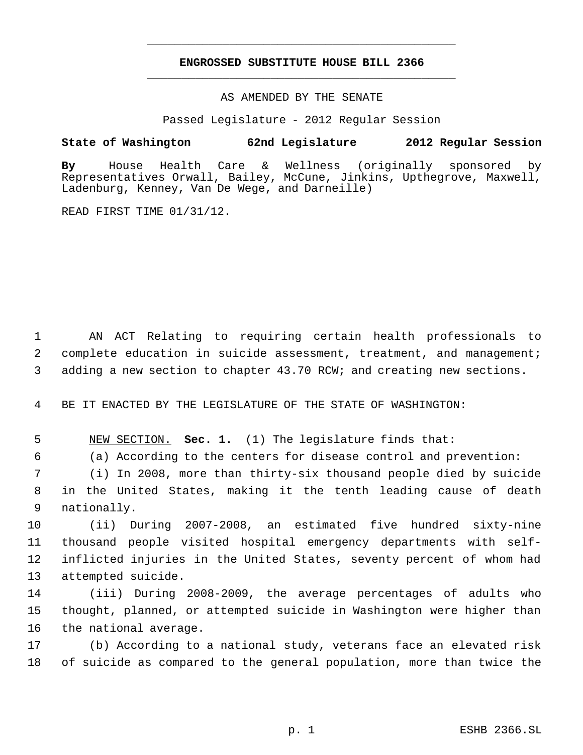# ENGROSSED SUBSTITUTE HOUSE BILL 2366

AS AMENDED BY THE SENATE

Passed Legislature - 2012 Regular Session

**State of Washington 62nd Legislature 2012 Regular Session**

**By** House Health Care & Wellness (originally sponsored by Representatives Orwall, Bailey, McCune, Jinkins, Upthegrove, Maxwell, Ladenburg, Kenney, Van De Wege, and Darneille)

READ FIRST TIME 01/31/12.

AN ACT Relating to requiring certain health professionals to complete education in suicide assessment, treatment, and management; adding a new section to chapter 43.70 RCW; and creating new sections.

BE IT ENACTED BY THE LEGISLATURE OF THE STATE OF WASHINGTON:

NEW SECTION. **Sec. 1.** (1) The legislature finds that:

(a) According to the centers for disease control and prevention:

(i) In 2008, more than thirty-six thousand people died by suicide in the United States, making it the tenth leading cause of death nationally.

(ii) During 2007-2008, an estimated five hundred sixty-nine thousand people visited hospital emergency departments with self-inflicted injuries in the United States, seventy percent of whom had attempted suicide.

(iii) During 2008-2009, the average percentages of adults who thought, planned, or attempted suicide in Washington were higher than the national average.

(b) According to a national study, veterans face an elevated risk of suicide as compared to the general population, more than twice the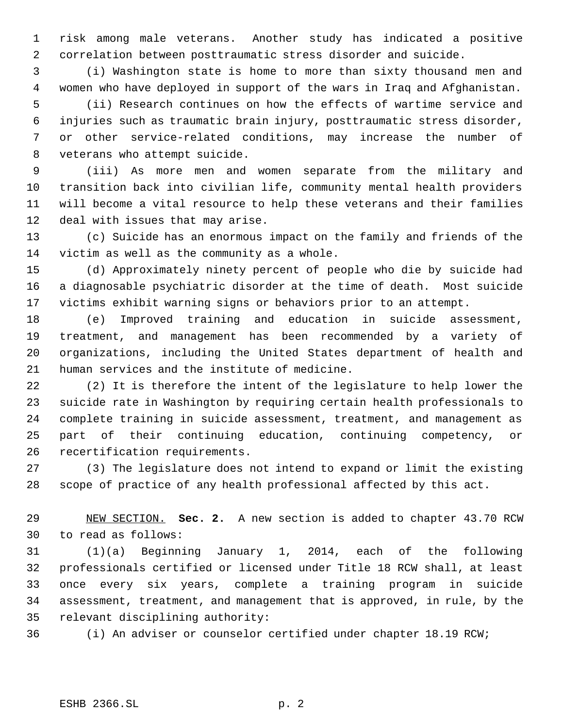risk among male veterans. Another study has indicated a positive correlation between posttraumatic stress disorder and suicide.

(i) Washington state is home to more than sixty thousand men and women who have deployed in support of the wars in Iraq and Afghanistan.

(ii) Research continues on how the effects of wartime service and injuries such as traumatic brain injury, posttraumatic stress disorder, or other service-related conditions, may increase the number of veterans who attempt suicide.

(iii) As more men and women separate from the military and transition back into civilian life, community mental health providers will become a vital resource to help these veterans and their families deal with issues that may arise.

(c) Suicide has an enormous impact on the family and friends of the victim as well as the community as a whole.

(d) Approximately ninety percent of people who die by suicide had a diagnosable psychiatric disorder at the time of death. Most suicide victims exhibit warning signs or behaviors prior to an attempt.

(e) Improved training and education in suicide assessment, treatment, and management has been recommended by a variety of organizations, including the United States department of health and human services and the institute of medicine.

(2) It is therefore the intent of the legislature to help lower the suicide rate in Washington by requiring certain health professionals to complete training in suicide assessment, treatment, and management as part of their continuing education, continuing competency, or recertification requirements.

(3) The legislature does not intend to expand or limit the existing scope of practice of any health professional affected by this act.

NEW SECTION. **Sec. 2.** A new section is added to chapter 43.70 RCW to read as follows:

(1)(a) Beginning January 1, 2014, each of the following professionals certified or licensed under Title 18 RCW shall, at least once every six years, complete a training program in suicide assessment, treatment, and management that is approved, in rule, by the relevant disciplining authority:

(i) An adviser or counselor certified under chapter 18.19 RCW;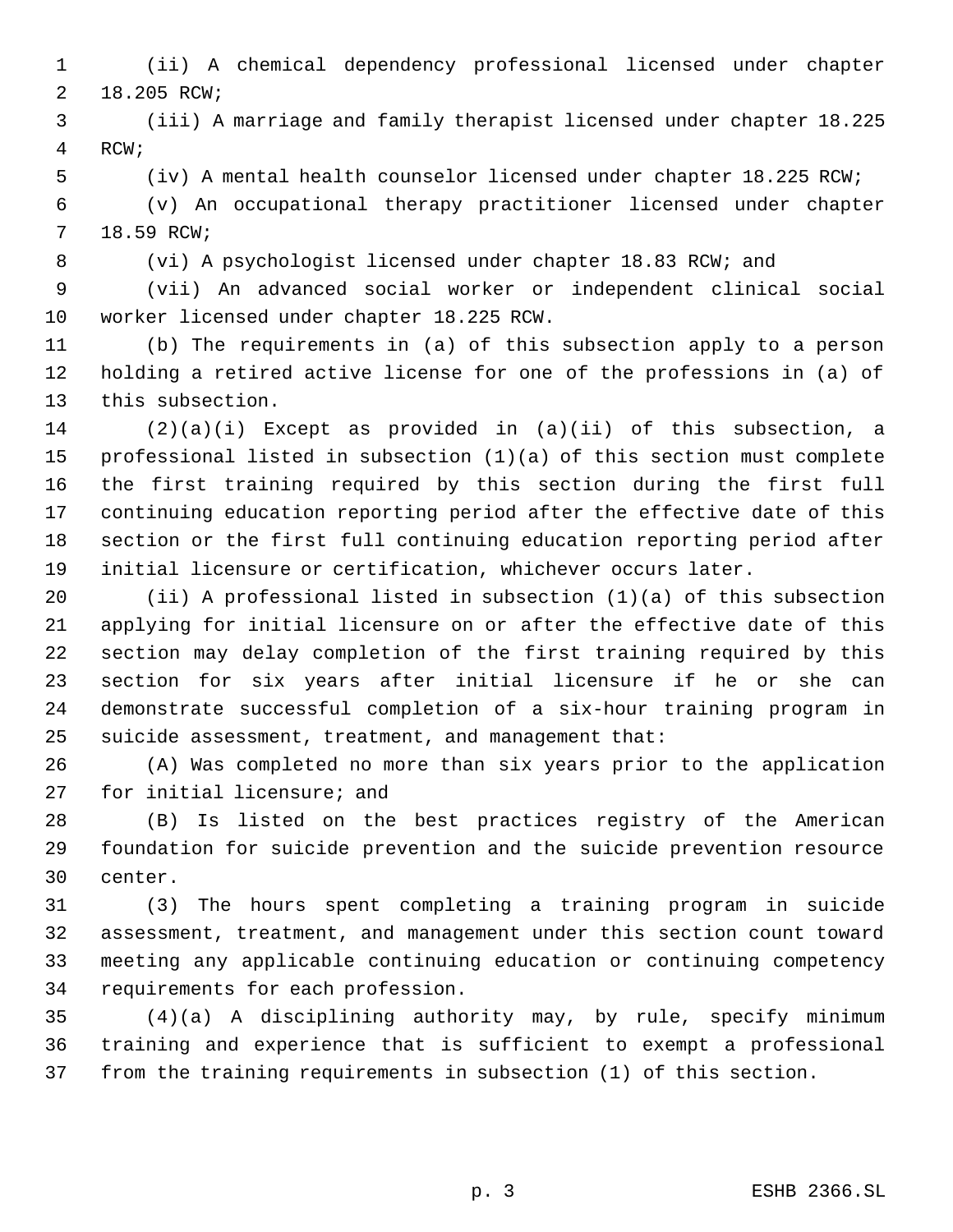(ii) A chemical dependency professional licensed under chapter 18.205 RCW;

(iii) A marriage and family therapist licensed under chapter 18.225 RCW;

(iv) A mental health counselor licensed under chapter 18.225 RCW;

(v) An occupational therapy practitioner licensed under chapter 18.59 RCW;

(vi) A psychologist licensed under chapter 18.83 RCW; and

(vii) An advanced social worker or independent clinical social worker licensed under chapter 18.225 RCW.

(b) The requirements in (a) of this subsection apply to a person holding a retired active license for one of the professions in (a) of this subsection.

(2)(a)(i) Except as provided in (a)(ii) of this subsection, a professional listed in subsection (1)(a) of this section must complete the first training required by this section during the first full continuing education reporting period after the effective date of this section or the first full continuing education reporting period after initial licensure or certification, whichever occurs later.

(ii) A professional listed in subsection (1)(a) of this subsection applying for initial licensure on or after the effective date of this section may delay completion of the first training required by this section for six years after initial licensure if he or she can demonstrate successful completion of a six-hour training program in suicide assessment, treatment, and management that:

(A) Was completed no more than six years prior to the application for initial licensure; and

(B) Is listed on the best practices registry of the American foundation for suicide prevention and the suicide prevention resource center.

(3) The hours spent completing a training program in suicide assessment, treatment, and management under this section count toward meeting any applicable continuing education or continuing competency requirements for each profession.

(4)(a) A disciplining authority may, by rule, specify minimum training and experience that is sufficient to exempt a professional from the training requirements in subsection (1) of this section.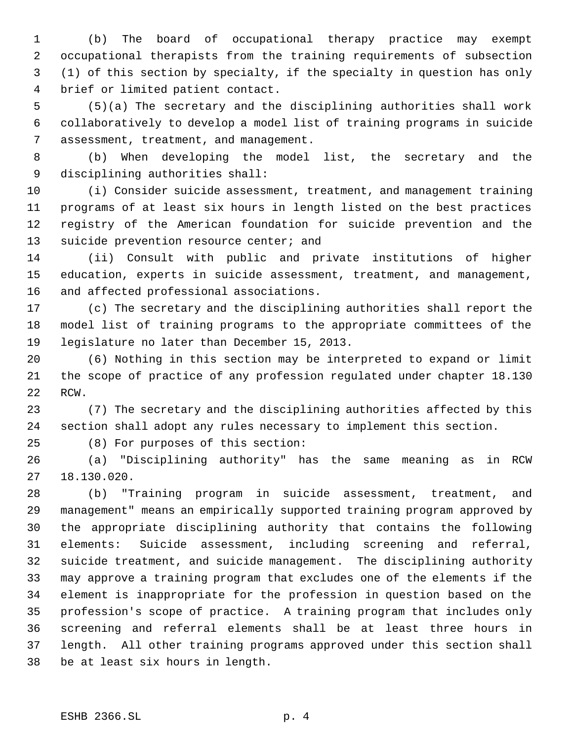(b) The board of occupational therapy practice may exempt occupational therapists from the training requirements of subsection (1) of this section by specialty, if the specialty in question has only brief or limited patient contact.

(5)(a) The secretary and the disciplining authorities shall work collaboratively to develop a model list of training programs in suicide assessment, treatment, and management.

(b) When developing the model list, the secretary and the disciplining authorities shall:

(i) Consider suicide assessment, treatment, and management training programs of at least six hours in length listed on the best practices registry of the American foundation for suicide prevention and the suicide prevention resource center; and

(ii) Consult with public and private institutions of higher education, experts in suicide assessment, treatment, and management, and affected professional associations.

(c) The secretary and the disciplining authorities shall report the model list of training programs to the appropriate committees of the legislature no later than December 15, 2013.

(6) Nothing in this section may be interpreted to expand or limit the scope of practice of any profession regulated under chapter 18.130 RCW.

(7) The secretary and the disciplining authorities affected by this section shall adopt any rules necessary to implement this section.

(8) For purposes of this section:

(a) "Disciplining authority" has the same meaning as in RCW 18.130.020.

(b) "Training program in suicide assessment, treatment, and management" means an empirically supported training program approved by the appropriate disciplining authority that contains the following elements: Suicide assessment, including screening and referral, suicide treatment, and suicide management. The disciplining authority may approve a training program that excludes one of the elements if the element is inappropriate for the profession in question based on the profession's scope of practice. A training program that includes only screening and referral elements shall be at least three hours in length. All other training programs approved under this section shall be at least six hours in length.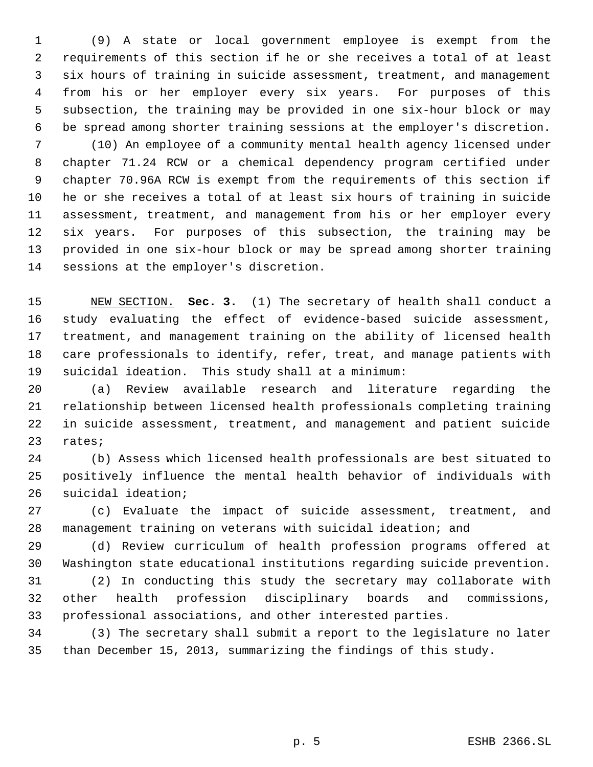(9) A state or local government employee is exempt from the requirements of this section if he or she receives a total of at least six hours of training in suicide assessment, treatment, and management from his or her employer every six years. For purposes of this subsection, the training may be provided in one six-hour block or may be spread among shorter training sessions at the employer's discretion.

(10) An employee of a community mental health agency licensed under chapter 71.24 RCW or a chemical dependency program certified under chapter 70.96A RCW is exempt from the requirements of this section if he or she receives a total of at least six hours of training in suicide assessment, treatment, and management from his or her employer every six years. For purposes of this subsection, the training may be provided in one six-hour block or may be spread among shorter training sessions at the employer's discretion.

NEW SECTION. **Sec. 3.** (1) The secretary of health shall conduct a study evaluating the effect of evidence-based suicide assessment, treatment, and management training on the ability of licensed health care professionals to identify, refer, treat, and manage patients with suicidal ideation. This study shall at a minimum:

(a) Review available research and literature regarding the relationship between licensed health professionals completing training in suicide assessment, treatment, and management and patient suicide rates;

(b) Assess which licensed health professionals are best situated to positively influence the mental health behavior of individuals with suicidal ideation;

(c) Evaluate the impact of suicide assessment, treatment, and management training on veterans with suicidal ideation; and

(d) Review curriculum of health profession programs offered at Washington state educational institutions regarding suicide prevention.

(2) In conducting this study the secretary may collaborate with other health profession disciplinary boards and commissions, professional associations, and other interested parties.

(3) The secretary shall submit a report to the legislature no later than December 15, 2013, summarizing the findings of this study.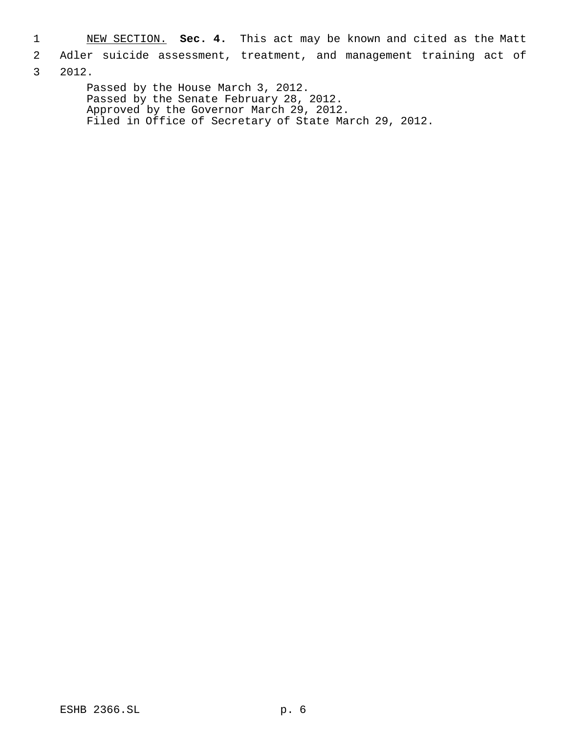NEW SECTION. **Sec. 4.** This act may be known and cited as the Matt Adler suicide assessment, treatment, and management training act of 2012.

Passed by the House March 3, 2012.
Passed by the Senate February 28, 2012.
Approved by the Governor March 29, 2012.
Filed in Office of Secretary of State March 29, 2012.